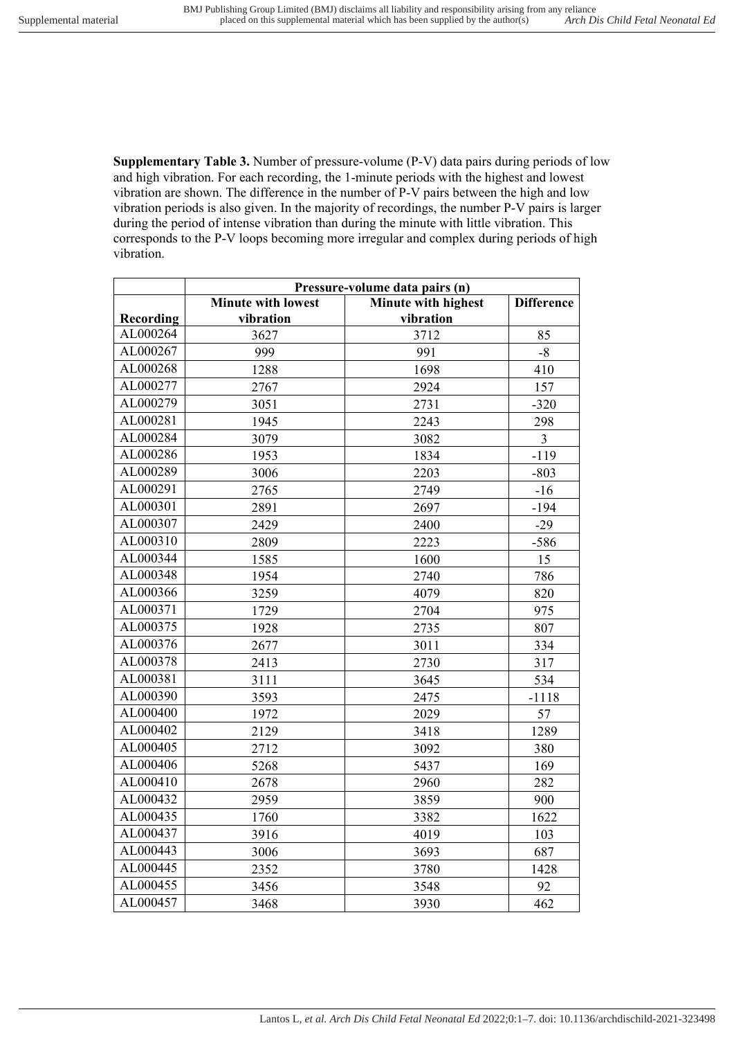**Supplementary Table 3.** Number of pressure-volume (P-V) data pairs during periods of low and high vibration. For each recording, the 1-minute periods with the highest and lowest vibration are shown. The difference in the number of P-V pairs between the high and low vibration periods is also given. In the majority of recordings, the number P-V pairs is larger during the period of intense vibration than during the minute with little vibration. This corresponds to the P-V loops becoming more irregular and complex during periods of high vibration.

| | Pressure-volume data pairs (n) | | |
|---|---|---|---|
| Recording | Minute with lowest vibration | Minute with highest vibration | Difference |
| AL000264 | 3627 | 3712 | 85 |
| AL000267 | 999 | 991 | -8 |
| AL000268 | 1288 | 1698 | 410 |
| AL000277 | 2767 | 2924 | 157 |
| AL000279 | 3051 | 2731 | -320 |
| AL000281 | 1945 | 2243 | 298 |
| AL000284 | 3079 | 3082 | 3 |
| AL000286 | 1953 | 1834 | -119 |
| AL000289 | 3006 | 2203 | -803 |
| AL000291 | 2765 | 2749 | -16 |
| AL000301 | 2891 | 2697 | -194 |
| AL000307 | 2429 | 2400 | -29 |
| AL000310 | 2809 | 2223 | -586 |
| AL000344 | 1585 | 1600 | 15 |
| AL000348 | 1954 | 2740 | 786 |
| AL000366 | 3259 | 4079 | 820 |
| AL000371 | 1729 | 2704 | 975 |
| AL000375 | 1928 | 2735 | 807 |
| AL000376 | 2677 | 3011 | 334 |
| AL000378 | 2413 | 2730 | 317 |
| AL000381 | 3111 | 3645 | 534 |
| AL000390 | 3593 | 2475 | -1118 |
| AL000400 | 1972 | 2029 | 57 |
| AL000402 | 2129 | 3418 | 1289 |
| AL000405 | 2712 | 3092 | 380 |
| AL000406 | 5268 | 5437 | 169 |
| AL000410 | 2678 | 2960 | 282 |
| AL000432 | 2959 | 3859 | 900 |
| AL000435 | 1760 | 3382 | 1622 |
| AL000437 | 3916 | 4019 | 103 |
| AL000443 | 3006 | 3693 | 687 |
| AL000445 | 2352 | 3780 | 1428 |
| AL000455 | 3456 | 3548 | 92 |
| AL000457 | 3468 | 3930 | 462 |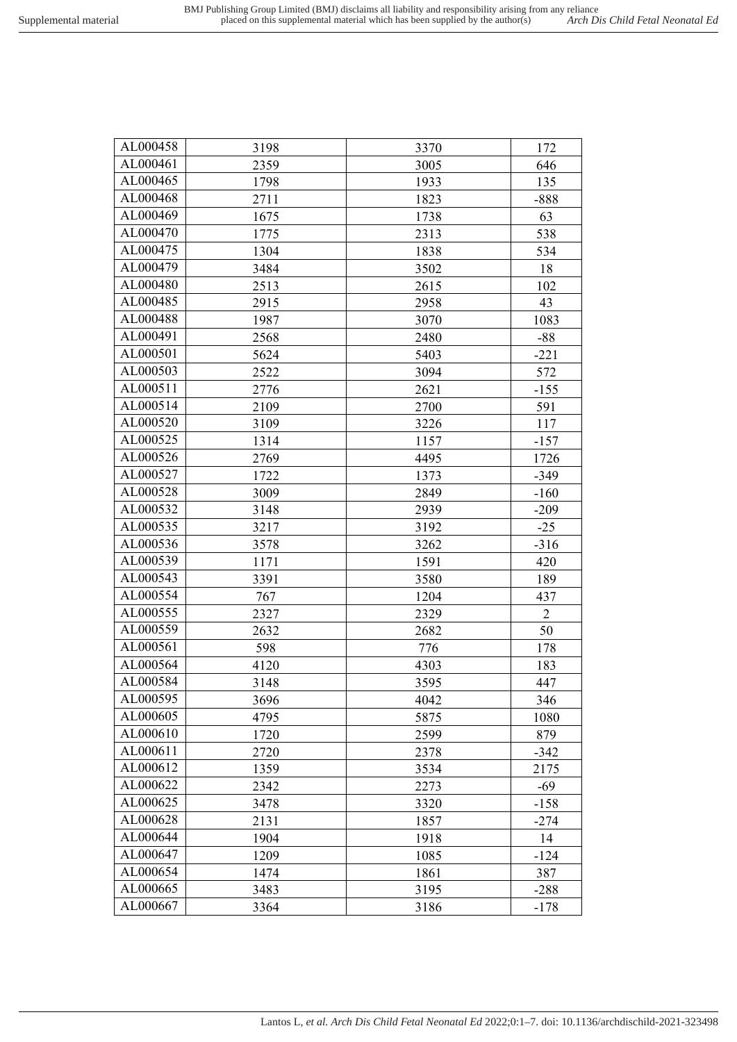| AL000458 | 3198 | 3370 | 172 |
|---|---|---|---|
| AL000461 | 2359 | 3005 | 646 |
| AL000465 | 1798 | 1933 | 135 |
| AL000468 | 2711 | 1823 | -888 |
| AL000469 | 1675 | 1738 | 63 |
| AL000470 | 1775 | 2313 | 538 |
| AL000475 | 1304 | 1838 | 534 |
| AL000479 | 3484 | 3502 | 18 |
| AL000480 | 2513 | 2615 | 102 |
| AL000485 | 2915 | 2958 | 43 |
| AL000488 | 1987 | 3070 | 1083 |
| AL000491 | 2568 | 2480 | -88 |
| AL000501 | 5624 | 5403 | -221 |
| AL000503 | 2522 | 3094 | 572 |
| AL000511 | 2776 | 2621 | -155 |
| AL000514 | 2109 | 2700 | 591 |
| AL000520 | 3109 | 3226 | 117 |
| AL000525 | 1314 | 1157 | -157 |
| AL000526 | 2769 | 4495 | 1726 |
| AL000527 | 1722 | 1373 | -349 |
| AL000528 | 3009 | 2849 | -160 |
| AL000532 | 3148 | 2939 | -209 |
| AL000535 | 3217 | 3192 | -25 |
| AL000536 | 3578 | 3262 | -316 |
| AL000539 | 1171 | 1591 | 420 |
| AL000543 | 3391 | 3580 | 189 |
| AL000554 | 767 | 1204 | 437 |
| AL000555 | 2327 | 2329 | 2 |
| AL000559 | 2632 | 2682 | 50 |
| AL000561 | 598 | 776 | 178 |
| AL000564 | 4120 | 4303 | 183 |
| AL000584 | 3148 | 3595 | 447 |
| AL000595 | 3696 | 4042 | 346 |
| AL000605 | 4795 | 5875 | 1080 |
| AL000610 | 1720 | 2599 | 879 |
| AL000611 | 2720 | 2378 | -342 |
| AL000612 | 1359 | 3534 | 2175 |
| AL000622 | 2342 | 2273 | -69 |
| AL000625 | 3478 | 3320 | -158 |
| AL000628 | 2131 | 1857 | -274 |
| AL000644 | 1904 | 1918 | 14 |
| AL000647 | 1209 | 1085 | -124 |
| AL000654 | 1474 | 1861 | 387 |
| AL000665 | 3483 | 3195 | -288 |
| AL000667 | 3364 | 3186 | -178 |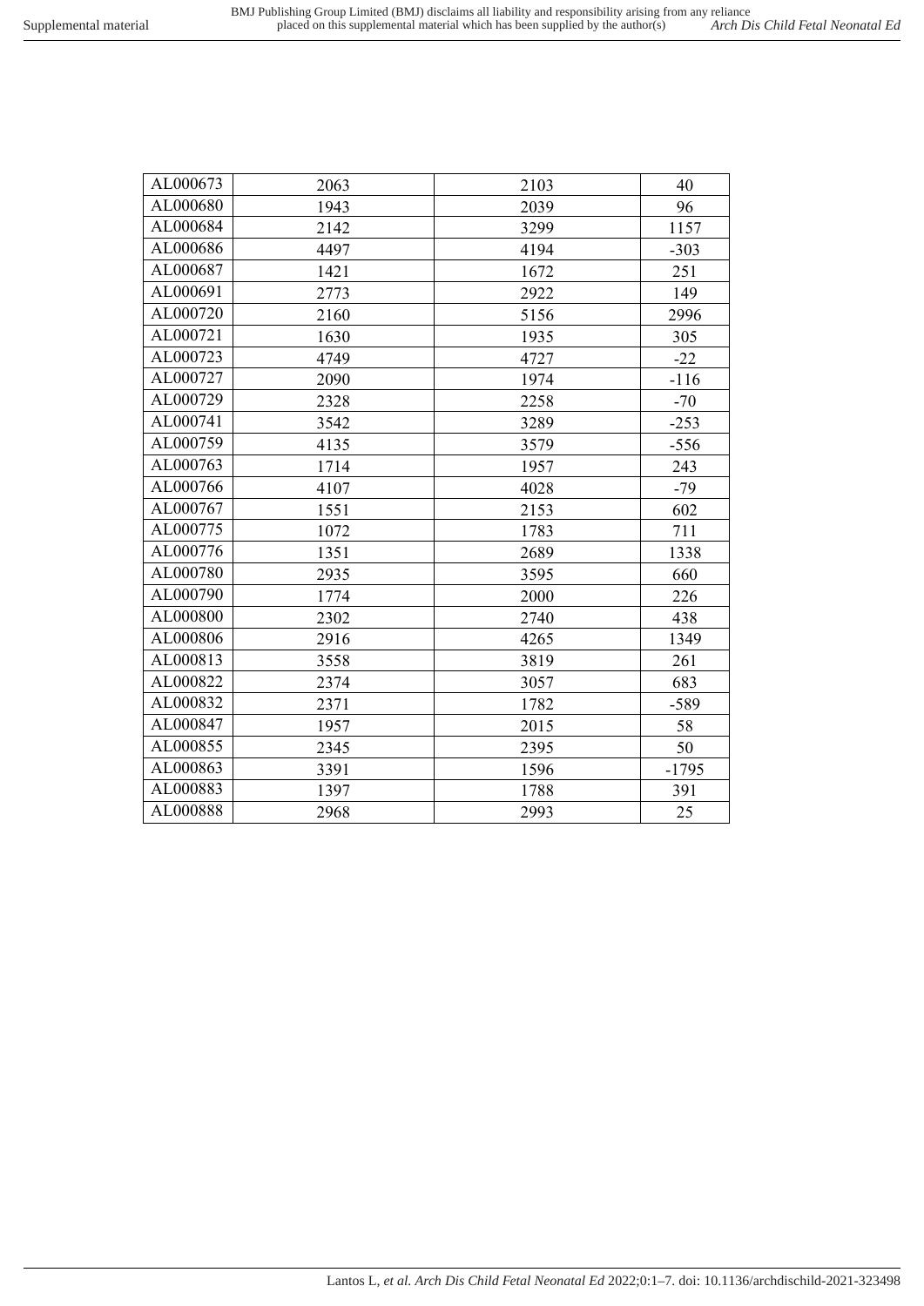| | | | |
|---|---|---|---|
| AL000673 | 2063 | 2103 | 40 |
| AL000680 | 1943 | 2039 | 96 |
| AL000684 | 2142 | 3299 | 1157 |
| AL000686 | 4497 | 4194 | -303 |
| AL000687 | 1421 | 1672 | 251 |
| AL000691 | 2773 | 2922 | 149 |
| AL000720 | 2160 | 5156 | 2996 |
| AL000721 | 1630 | 1935 | 305 |
| AL000723 | 4749 | 4727 | -22 |
| AL000727 | 2090 | 1974 | -116 |
| AL000729 | 2328 | 2258 | -70 |
| AL000741 | 3542 | 3289 | -253 |
| AL000759 | 4135 | 3579 | -556 |
| AL000763 | 1714 | 1957 | 243 |
| AL000766 | 4107 | 4028 | -79 |
| AL000767 | 1551 | 2153 | 602 |
| AL000775 | 1072 | 1783 | 711 |
| AL000776 | 1351 | 2689 | 1338 |
| AL000780 | 2935 | 3595 | 660 |
| AL000790 | 1774 | 2000 | 226 |
| AL000800 | 2302 | 2740 | 438 |
| AL000806 | 2916 | 4265 | 1349 |
| AL000813 | 3558 | 3819 | 261 |
| AL000822 | 2374 | 3057 | 683 |
| AL000832 | 2371 | 1782 | -589 |
| AL000847 | 1957 | 2015 | 58 |
| AL000855 | 2345 | 2395 | 50 |
| AL000863 | 3391 | 1596 | -1795 |
| AL000883 | 1397 | 1788 | 391 |
| AL000888 | 2968 | 2993 | 25 |